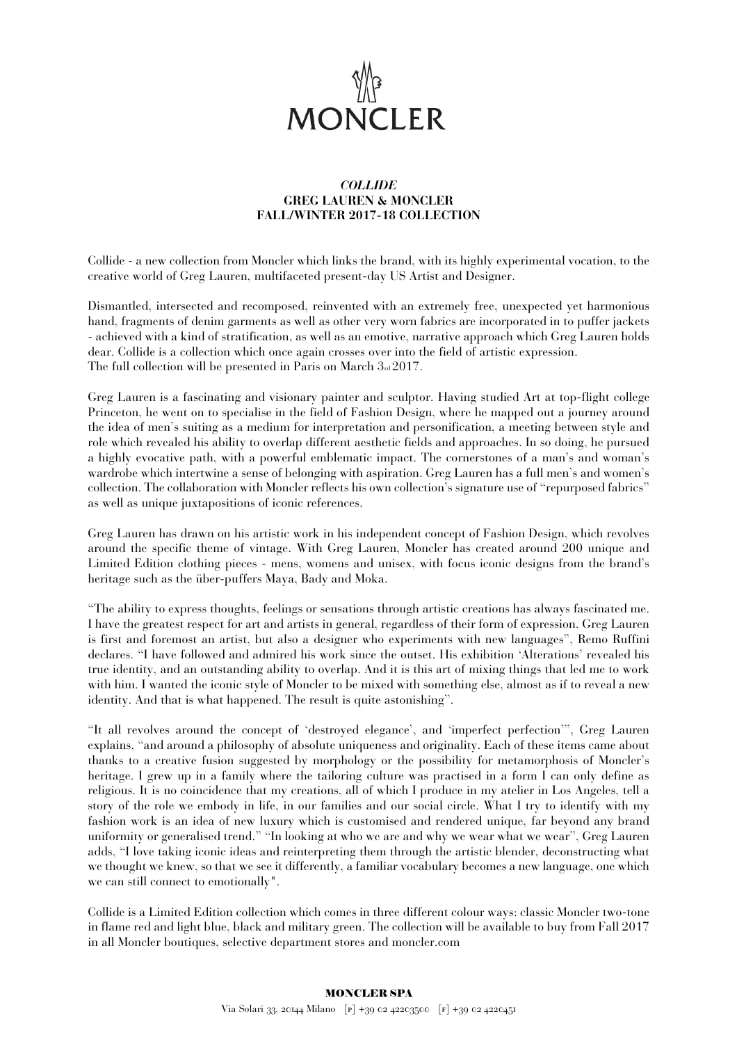# MONCLER

### *COLLIDE*
### GREG LAUREN & MONCLER
### FALL/WINTER 2017-18 COLLECTION

Collide - a new collection from Moncler which links the brand, with its highly experimental vocation, to the creative world of Greg Lauren, multifaceted present-day US Artist and Designer.

Dismantled, intersected and recomposed, reinvented with an extremely free, unexpected yet harmonious hand, fragments of denim garments as well as other very worn fabrics are incorporated in to puffer jackets - achieved with a kind of stratification, as well as an emotive, narrative approach which Greg Lauren holds dear. Collide is a collection which once again crosses over into the field of artistic expression.
The full collection will be presented in Paris on March 3rd 2017.

Greg Lauren is a fascinating and visionary painter and sculptor. Having studied Art at top-flight college Princeton, he went on to specialise in the field of Fashion Design, where he mapped out a journey around the idea of men's suiting as a medium for interpretation and personification, a meeting between style and role which revealed his ability to overlap different aesthetic fields and approaches. In so doing, he pursued a highly evocative path, with a powerful emblematic impact. The cornerstones of a man's and woman's wardrobe which intertwine a sense of belonging with aspiration. Greg Lauren has a full men's and women's collection. The collaboration with Moncler reflects his own collection's signature use of "repurposed fabrics" as well as unique juxtapositions of iconic references.

Greg Lauren has drawn on his artistic work in his independent concept of Fashion Design, which revolves around the specific theme of vintage. With Greg Lauren, Moncler has created around 200 unique and Limited Edition clothing pieces - mens, womens and unisex, with focus iconic designs from the brand's heritage such as the über-puffers Maya, Bady and Moka.

"The ability to express thoughts, feelings or sensations through artistic creations has always fascinated me. I have the greatest respect for art and artists in general, regardless of their form of expression. Greg Lauren is first and foremost an artist, but also a designer who experiments with new languages", Remo Ruffini declares. "I have followed and admired his work since the outset. His exhibition 'Alterations' revealed his true identity, and an outstanding ability to overlap. And it is this art of mixing things that led me to work with him. I wanted the iconic style of Moncler to be mixed with something else, almost as if to reveal a new identity. And that is what happened. The result is quite astonishing".

"It all revolves around the concept of 'destroyed elegance', and 'imperfect perfection'", Greg Lauren explains, "and around a philosophy of absolute uniqueness and originality. Each of these items came about thanks to a creative fusion suggested by morphology or the possibility for metamorphosis of Moncler's heritage. I grew up in a family where the tailoring culture was practised in a form I can only define as religious. It is no coincidence that my creations, all of which I produce in my atelier in Los Angeles, tell a story of the role we embody in life, in our families and our social circle. What I try to identify with my fashion work is an idea of new luxury which is customised and rendered unique, far beyond any brand uniformity or generalised trend." "In looking at who we are and why we wear what we wear", Greg Lauren adds, "I love taking iconic ideas and reinterpreting them through the artistic blender, deconstructing what we thought we knew, so that we see it differently, a familiar vocabulary becomes a new language, one which we can still connect to emotionally".

Collide is a Limited Edition collection which comes in three different colour ways: classic Moncler two-tone in flame red and light blue, black and military green. The collection will be available to buy from Fall 2017 in all Moncler boutiques, selective department stores and moncler.com

**MONCLER SPA**
Via Solari 33, 20144 Milano [P] +39 02 42203500 [F] +39 02 4220451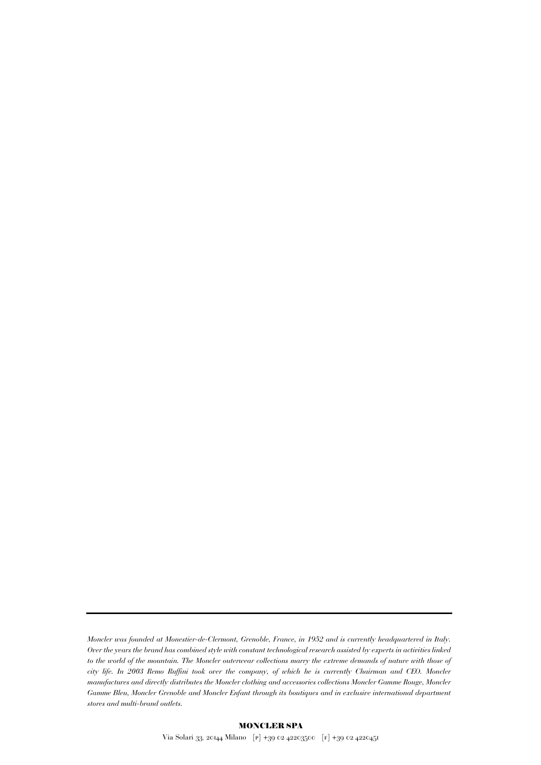*Moncler was founded at Monestier-de-Clermont, Grenoble, France, in 1952 and is currently headquartered in Italy. Over the years the brand has combined style with constant technological research assisted by experts in activities linked to the world of the mountain. The Moncler outerwear collections marry the extreme demands of nature with those of city life. In 2003 Remo Ruffini took over the company, of which he is currently Chairman and CEO. Moncler manufactures and directly distributes the Moncler clothing and accessories collections Moncler Gamme Rouge, Moncler Gamme Bleu, Moncler Grenoble and Moncler Enfant through its boutiques and in exclusive international department stores and multi-brand outlets.*

**MONCLER SPA**

Via Solari 33, 20144 Milano [P] +39 02 42203500 [F] +39 02 4220451